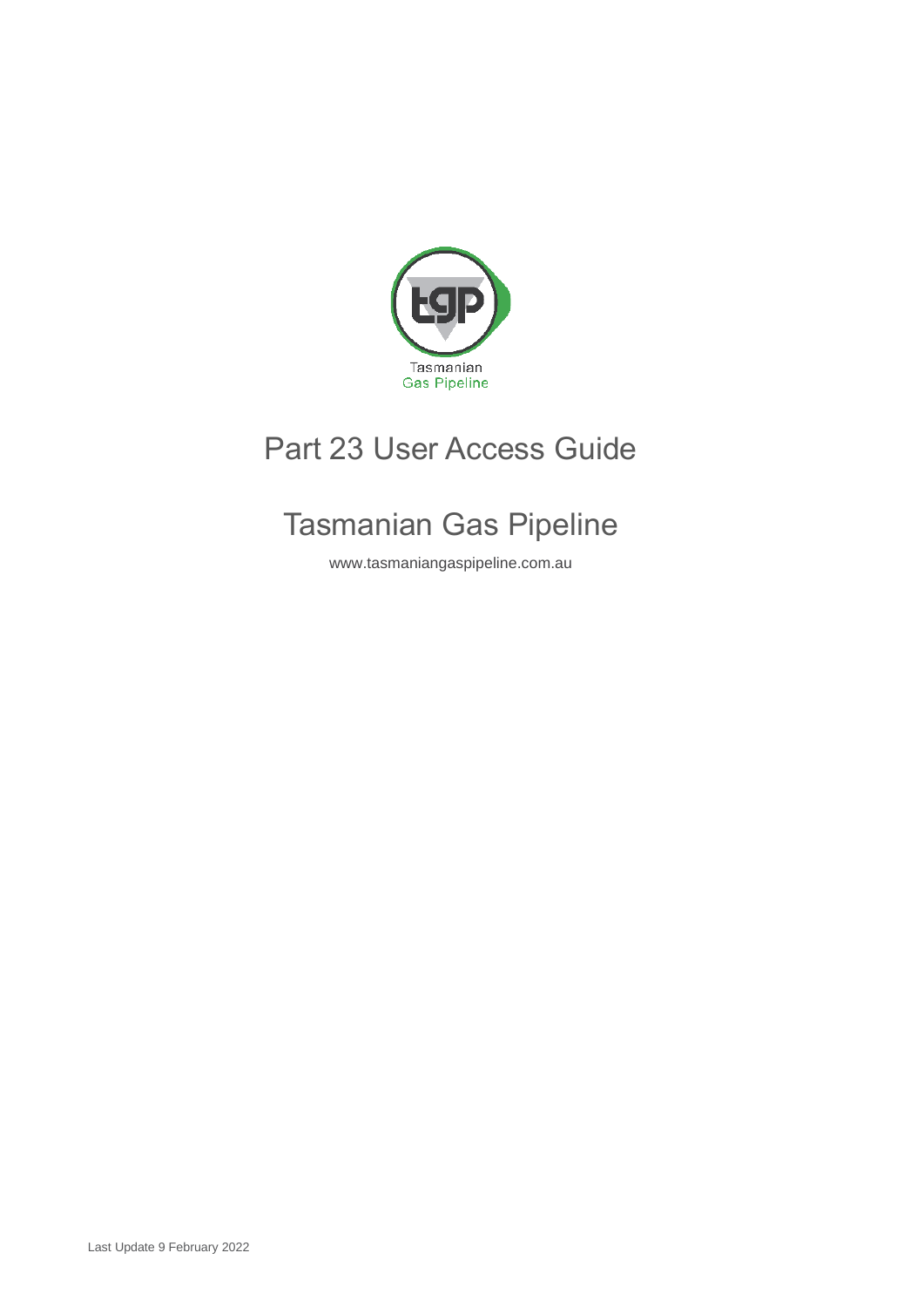Tasmanian
Gas Pipeline

# Part 23 User Access Guide

## Tasmanian Gas Pipeline

www.tasmaniangaspipeline.com.au

Last Update 9 February 2022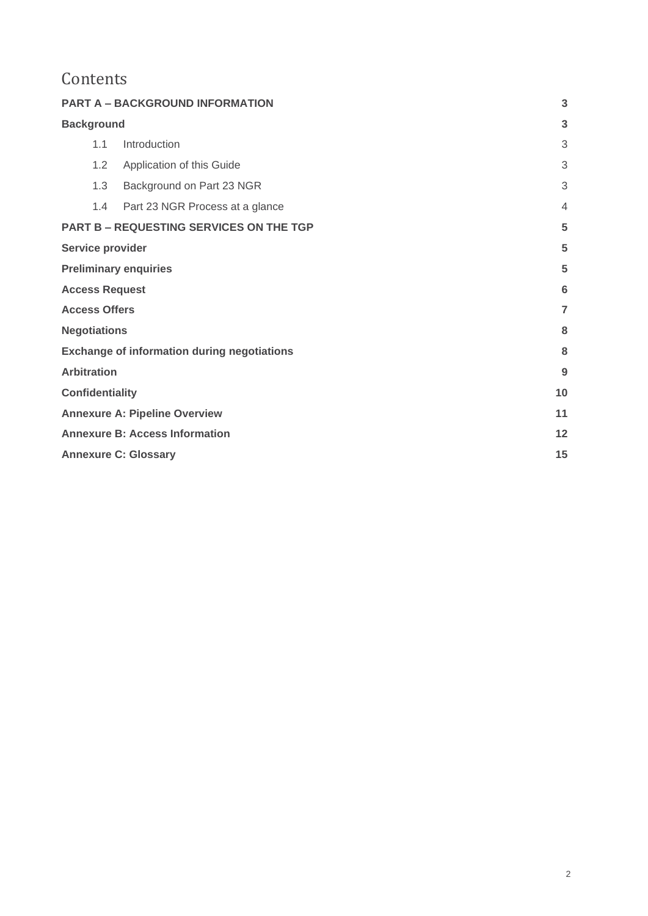# Contents

| | | |
|---|---|---|
| **PART A – BACKGROUND INFORMATION** | | **3** |
| **Background** | | **3** |
| 1.1 | Introduction | 3 |
| 1.2 | Application of this Guide | 3 |
| 1.3 | Background on Part 23 NGR | 3 |
| 1.4 | Part 23 NGR Process at a glance | 4 |
| **PART B – REQUESTING SERVICES ON THE TGP** | | **5** |
| **Service provider** | | **5** |
| **Preliminary enquiries** | | **5** |
| **Access Request** | | **6** |
| **Access Offers** | | **7** |
| **Negotiations** | | **8** |
| **Exchange of information during negotiations** | | **8** |
| **Arbitration** | | **9** |
| **Confidentiality** | | **10** |
| **Annexure A: Pipeline Overview** | | **11** |
| **Annexure B: Access Information** | | **12** |
| **Annexure C: Glossary** | | **15** |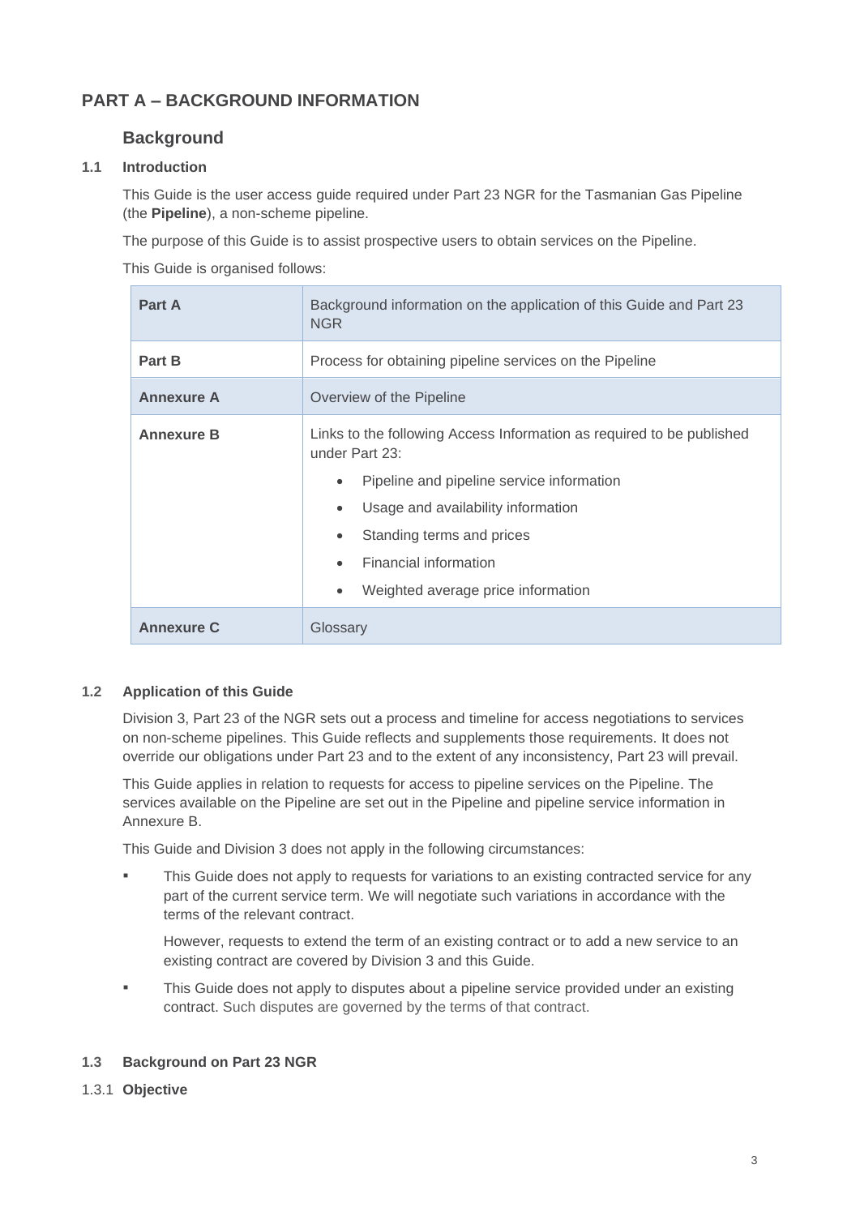# PART A – BACKGROUND INFORMATION

## Background

### 1.1 Introduction

This Guide is the user access guide required under Part 23 NGR for the Tasmanian Gas Pipeline (the **Pipeline**), a non-scheme pipeline.

The purpose of this Guide is to assist prospective users to obtain services on the Pipeline.

This Guide is organised follows:

| | |
|---|---|
| **Part A** | Background information on the application of this Guide and Part 23 NGR |
| **Part B** | Process for obtaining pipeline services on the Pipeline |
| **Annexure A** | Overview of the Pipeline |
| **Annexure B** | Links to the following Access Information as required to be published under Part 23:<br>• Pipeline and pipeline service information<br>• Usage and availability information<br>• Standing terms and prices<br>• Financial information<br>• Weighted average price information |
| **Annexure C** | Glossary |

### 1.2 Application of this Guide

Division 3, Part 23 of the NGR sets out a process and timeline for access negotiations to services on non-scheme pipelines. This Guide reflects and supplements those requirements. It does not override our obligations under Part 23 and to the extent of any inconsistency, Part 23 will prevail.

This Guide applies in relation to requests for access to pipeline services on the Pipeline. The services available on the Pipeline are set out in the Pipeline and pipeline service information in Annexure B.

This Guide and Division 3 does not apply in the following circumstances:

- This Guide does not apply to requests for variations to an existing contracted service for any part of the current service term. We will negotiate such variations in accordance with the terms of the relevant contract.

  However, requests to extend the term of an existing contract or to add a new service to an existing contract are covered by Division 3 and this Guide.

- This Guide does not apply to disputes about a pipeline service provided under an existing contract. Such disputes are governed by the terms of that contract.

### 1.3 Background on Part 23 NGR

#### 1.3.1 Objective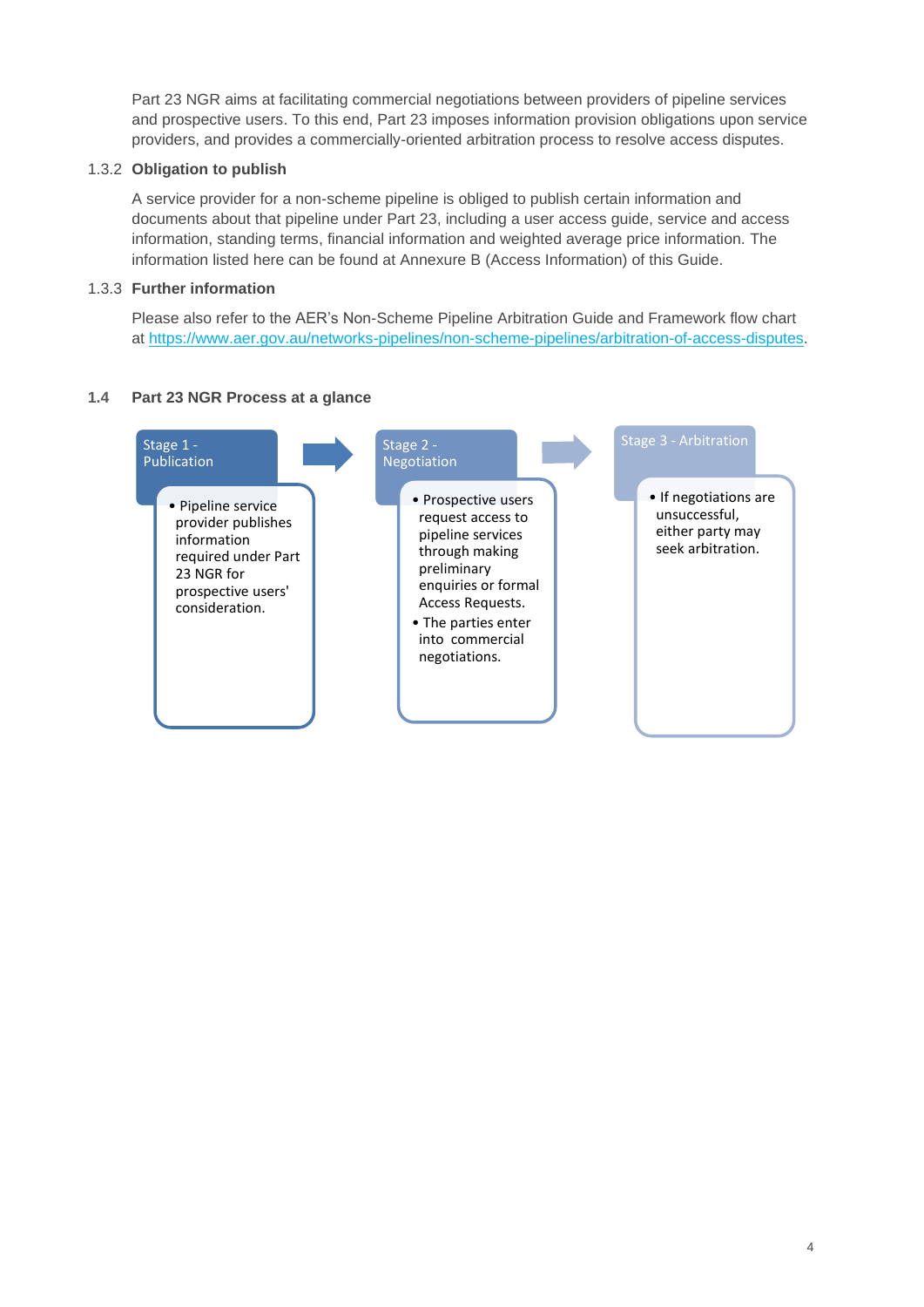Part 23 NGR aims at facilitating commercial negotiations between providers of pipeline services and prospective users. To this end, Part 23 imposes information provision obligations upon service providers, and provides a commercially-oriented arbitration process to resolve access disputes.

### 1.3.2 Obligation to publish

A service provider for a non-scheme pipeline is obliged to publish certain information and documents about that pipeline under Part 23, including a user access guide, service and access information, standing terms, financial information and weighted average price information. The information listed here can be found at Annexure B (Access Information) of this Guide.

### 1.3.3 Further information

Please also refer to the AER's Non-Scheme Pipeline Arbitration Guide and Framework flow chart at [https://www.aer.gov.au/networks-pipelines/non-scheme-pipelines/arbitration-of-access-disputes](https://www.aer.gov.au/networks-pipelines/non-scheme-pipelines/arbitration-of-access-disputes).

## 1.4 Part 23 NGR Process at a glance

**Stage 1 - Publication**

- Pipeline service provider publishes information required under Part 23 NGR for prospective users' consideration.

**Stage 2 - Negotiation**

- Prospective users request access to pipeline services through making preliminary enquiries or formal Access Requests.
- The parties enter into commercial negotiations.

**Stage 3 - Arbitration**

- If negotiations are unsuccessful, either party may seek arbitration.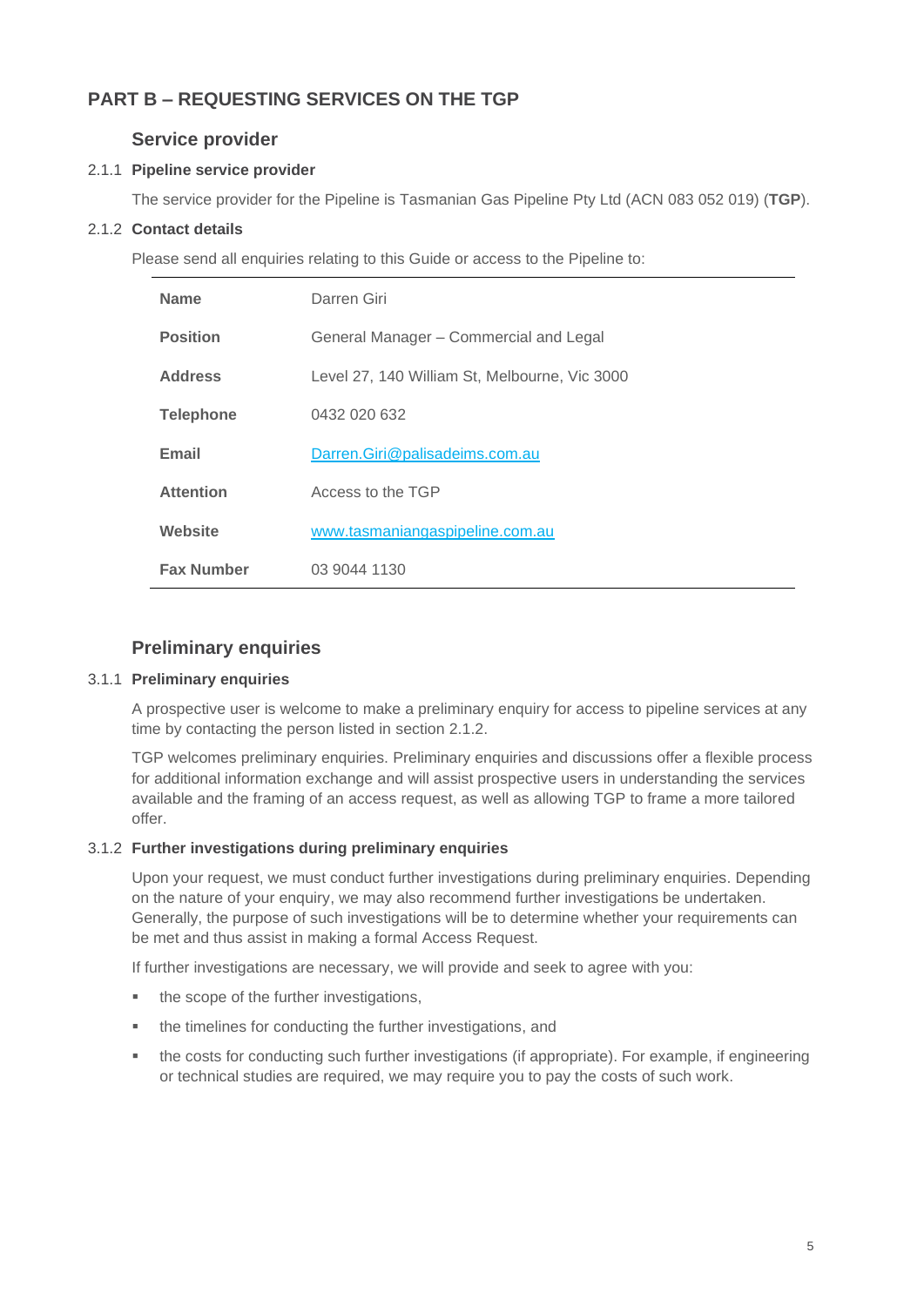# PART B – REQUESTING SERVICES ON THE TGP

## Service provider

### 2.1.1 Pipeline service provider

The service provider for the Pipeline is Tasmanian Gas Pipeline Pty Ltd (ACN 083 052 019) (**TGP**).

### 2.1.2 Contact details

Please send all enquiries relating to this Guide or access to the Pipeline to:

| | |
|---|---|
| **Name** | Darren Giri |
| **Position** | General Manager – Commercial and Legal |
| **Address** | Level 27, 140 William St, Melbourne, Vic 3000 |
| **Telephone** | 0432 020 632 |
| **Email** | Darren.Giri@palisadeims.com.au |
| **Attention** | Access to the TGP |
| **Website** | www.tasmaniangaspipeline.com.au |
| **Fax Number** | 03 9044 1130 |

## Preliminary enquiries

### 3.1.1 Preliminary enquiries

A prospective user is welcome to make a preliminary enquiry for access to pipeline services at any time by contacting the person listed in section 2.1.2.

TGP welcomes preliminary enquiries. Preliminary enquiries and discussions offer a flexible process for additional information exchange and will assist prospective users in understanding the services available and the framing of an access request, as well as allowing TGP to frame a more tailored offer.

### 3.1.2 Further investigations during preliminary enquiries

Upon your request, we must conduct further investigations during preliminary enquiries. Depending on the nature of your enquiry, we may also recommend further investigations be undertaken. Generally, the purpose of such investigations will be to determine whether your requirements can be met and thus assist in making a formal Access Request.

If further investigations are necessary, we will provide and seek to agree with you:

- the scope of the further investigations,
- the timelines for conducting the further investigations, and
- the costs for conducting such further investigations (if appropriate). For example, if engineering or technical studies are required, we may require you to pay the costs of such work.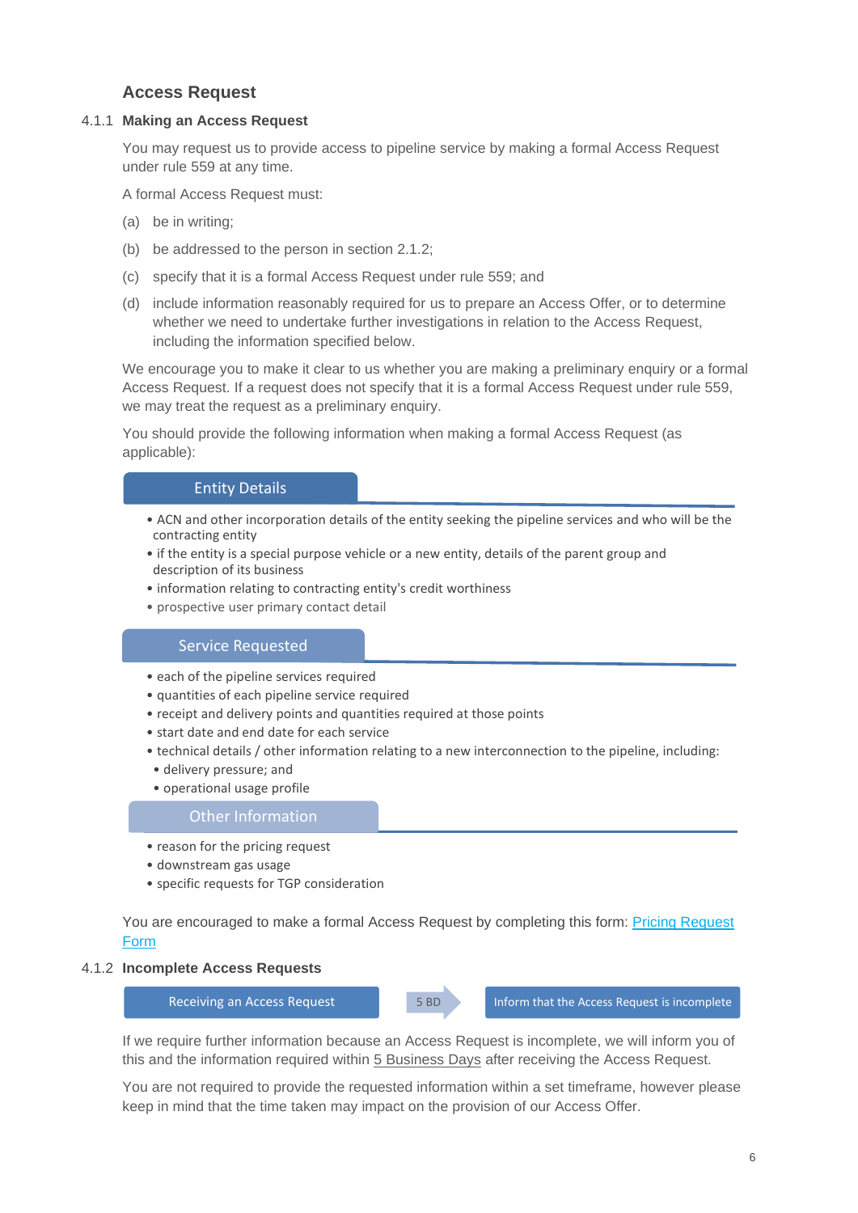## Access Request

### 4.1.1 Making an Access Request

You may request us to provide access to pipeline service by making a formal Access Request under rule 559 at any time.

A formal Access Request must:

(a) be in writing;

(b) be addressed to the person in section 2.1.2;

(c) specify that it is a formal Access Request under rule 559; and

(d) include information reasonably required for us to prepare an Access Offer, or to determine whether we need to undertake further investigations in relation to the Access Request, including the information specified below.

We encourage you to make it clear to us whether you are making a preliminary enquiry or a formal Access Request. If a request does not specify that it is a formal Access Request under rule 559, we may treat the request as a preliminary enquiry.

You should provide the following information when making a formal Access Request (as applicable):

**Entity Details**

- ACN and other incorporation details of the entity seeking the pipeline services and who will be the contracting entity
- if the entity is a special purpose vehicle or a new entity, details of the parent group and description of its business
- information relating to contracting entity's credit worthiness
- prospective user primary contact detail

**Service Requested**

- each of the pipeline services required
- quantities of each pipeline service required
- receipt and delivery points and quantities required at those points
- start date and end date for each service
- technical details / other information relating to a new interconnection to the pipeline, including:
  - delivery pressure; and
  - operational usage profile

**Other Information**

- reason for the pricing request
- downstream gas usage
- specific requests for TGP consideration

You are encouraged to make a formal Access Request by completing this form: Pricing Request Form

### 4.1.2 Incomplete Access Requests

Receiving an Access Request → 5 BD → Inform that the Access Request is incomplete

If we require further information because an Access Request is incomplete, we will inform you of this and the information required within 5 Business Days after receiving the Access Request.

You are not required to provide the requested information within a set timeframe, however please keep in mind that the time taken may impact on the provision of our Access Offer.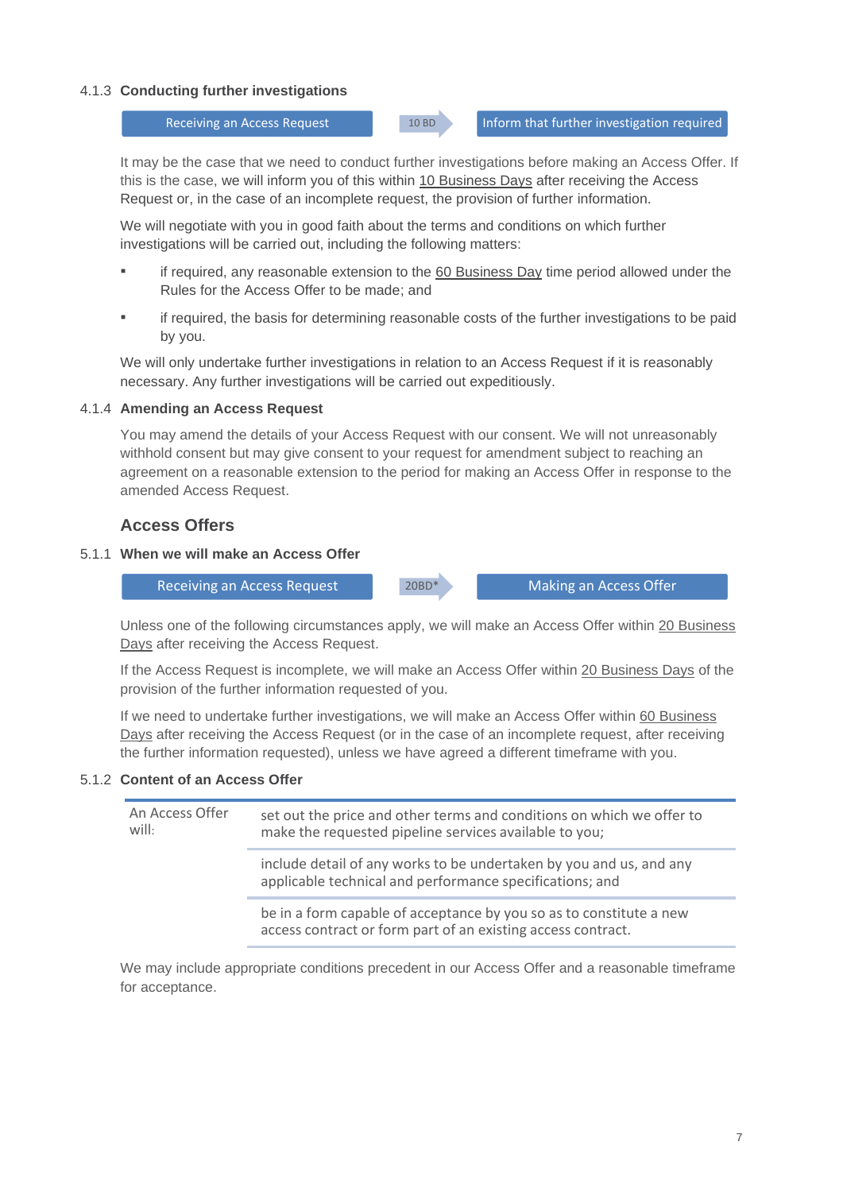#### 4.1.3 Conducting further investigations

Receiving an Access Request → 10 BD → Inform that further investigation required

It may be the case that we need to conduct further investigations before making an Access Offer. If this is the case, we will inform you of this within 10 Business Days after receiving the Access Request or, in the case of an incomplete request, the provision of further information.

We will negotiate with you in good faith about the terms and conditions on which further investigations will be carried out, including the following matters:

- if required, any reasonable extension to the 60 Business Day time period allowed under the Rules for the Access Offer to be made; and
- if required, the basis for determining reasonable costs of the further investigations to be paid by you.

We will only undertake further investigations in relation to an Access Request if it is reasonably necessary. Any further investigations will be carried out expeditiously.

#### 4.1.4 Amending an Access Request

You may amend the details of your Access Request with our consent. We will not unreasonably withhold consent but may give consent to your request for amendment subject to reaching an agreement on a reasonable extension to the period for making an Access Offer in response to the amended Access Request.

### Access Offers

#### 5.1.1 When we will make an Access Offer

Receiving an Access Request → 20BD* → Making an Access Offer

Unless one of the following circumstances apply, we will make an Access Offer within 20 Business Days after receiving the Access Request.

If the Access Request is incomplete, we will make an Access Offer within 20 Business Days of the provision of the further information requested of you.

If we need to undertake further investigations, we will make an Access Offer within 60 Business Days after receiving the Access Request (or in the case of an incomplete request, after receiving the further information requested), unless we have agreed a different timeframe with you.

#### 5.1.2 Content of an Access Offer

| An Access Offer will: | |
|---|---|
| | set out the price and other terms and conditions on which we offer to make the requested pipeline services available to you; |
| | include detail of any works to be undertaken by you and us, and any applicable technical and performance specifications; and |
| | be in a form capable of acceptance by you so as to constitute a new access contract or form part of an existing access contract. |

We may include appropriate conditions precedent in our Access Offer and a reasonable timeframe for acceptance.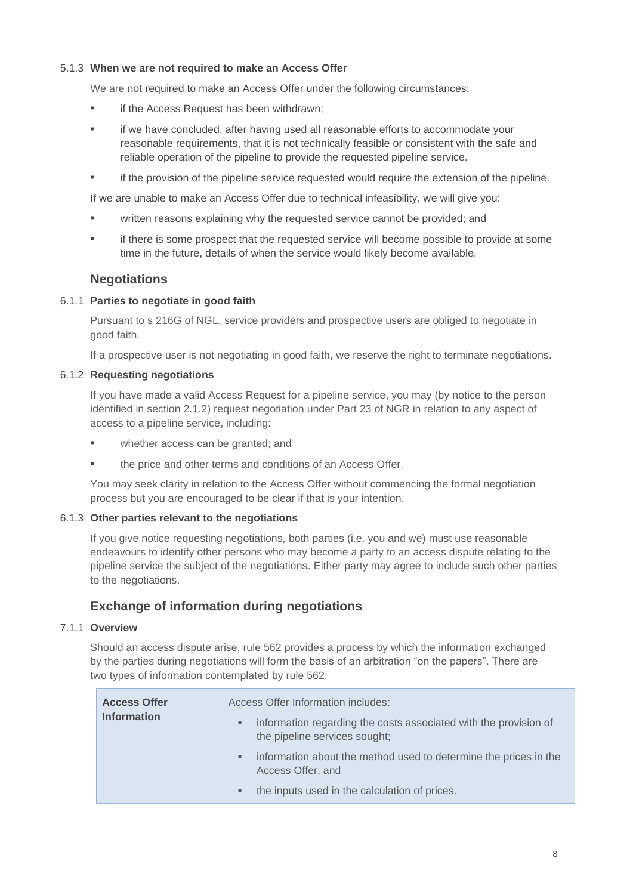#### 5.1.3 When we are not required to make an Access Offer

We are not required to make an Access Offer under the following circumstances:

- if the Access Request has been withdrawn;
- if we have concluded, after having used all reasonable efforts to accommodate your reasonable requirements, that it is not technically feasible or consistent with the safe and reliable operation of the pipeline to provide the requested pipeline service.
- if the provision of the pipeline service requested would require the extension of the pipeline.

If we are unable to make an Access Offer due to technical infeasibility, we will give you:

- written reasons explaining why the requested service cannot be provided; and
- if there is some prospect that the requested service will become possible to provide at some time in the future, details of when the service would likely become available.

## Negotiations

#### 6.1.1 Parties to negotiate in good faith

Pursuant to s 216G of NGL, service providers and prospective users are obliged to negotiate in good faith.

If a prospective user is not negotiating in good faith, we reserve the right to terminate negotiations.

#### 6.1.2 Requesting negotiations

If you have made a valid Access Request for a pipeline service, you may (by notice to the person identified in section 2.1.2) request negotiation under Part 23 of NGR in relation to any aspect of access to a pipeline service, including:

- whether access can be granted; and
- the price and other terms and conditions of an Access Offer.

You may seek clarity in relation to the Access Offer without commencing the formal negotiation process but you are encouraged to be clear if that is your intention.

#### 6.1.3 Other parties relevant to the negotiations

If you give notice requesting negotiations, both parties (i.e. you and we) must use reasonable endeavours to identify other persons who may become a party to an access dispute relating to the pipeline service the subject of the negotiations. Either party may agree to include such other parties to the negotiations.

## Exchange of information during negotiations

#### 7.1.1 Overview

Should an access dispute arise, rule 562 provides a process by which the information exchanged by the parties during negotiations will form the basis of an arbitration “on the papers”. There are two types of information contemplated by rule 562:

| **Access Offer Information** | Access Offer Information includes:<br>▪ information regarding the costs associated with the provision of the pipeline services sought;<br>▪ information about the method used to determine the prices in the Access Offer, and<br>▪ the inputs used in the calculation of prices. |
|---|---|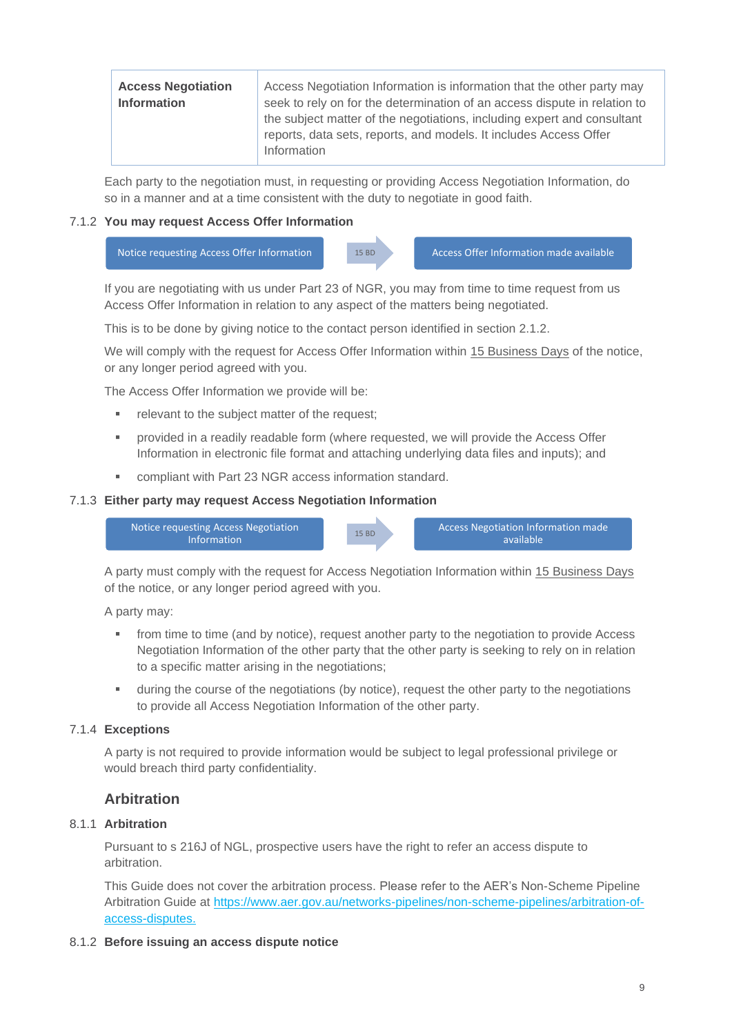| Access Negotiation Information | Access Negotiation Information is information that the other party may seek to rely on for the determination of an access dispute in relation to the subject matter of the negotiations, including expert and consultant reports, data sets, reports, and models. It includes Access Offer Information |
|---|---|

Each party to the negotiation must, in requesting or providing Access Negotiation Information, do so in a manner and at a time consistent with the duty to negotiate in good faith.

### 7.1.2 You may request Access Offer Information

Notice requesting Access Offer Information → 15 BD → Access Offer Information made available

If you are negotiating with us under Part 23 of NGR, you may from time to time request from us Access Offer Information in relation to any aspect of the matters being negotiated.

This is to be done by giving notice to the contact person identified in section 2.1.2.

We will comply with the request for Access Offer Information within 15 Business Days of the notice, or any longer period agreed with you.

The Access Offer Information we provide will be:

- relevant to the subject matter of the request;
- provided in a readily readable form (where requested, we will provide the Access Offer Information in electronic file format and attaching underlying data files and inputs); and
- compliant with Part 23 NGR access information standard.

### 7.1.3 Either party may request Access Negotiation Information

Notice requesting Access Negotiation Information → 15 BD → Access Negotiation Information made available

A party must comply with the request for Access Negotiation Information within 15 Business Days of the notice, or any longer period agreed with you.

A party may:

- from time to time (and by notice), request another party to the negotiation to provide Access Negotiation Information of the other party that the other party is seeking to rely on in relation to a specific matter arising in the negotiations;
- during the course of the negotiations (by notice), request the other party to the negotiations to provide all Access Negotiation Information of the other party.

### 7.1.4 Exceptions

A party is not required to provide information would be subject to legal professional privilege or would breach third party confidentiality.

## Arbitration

### 8.1.1 Arbitration

Pursuant to s 216J of NGL, prospective users have the right to refer an access dispute to arbitration.

This Guide does not cover the arbitration process. Please refer to the AER's Non-Scheme Pipeline Arbitration Guide at https://www.aer.gov.au/networks-pipelines/non-scheme-pipelines/arbitration-of-access-disputes.

### 8.1.2 Before issuing an access dispute notice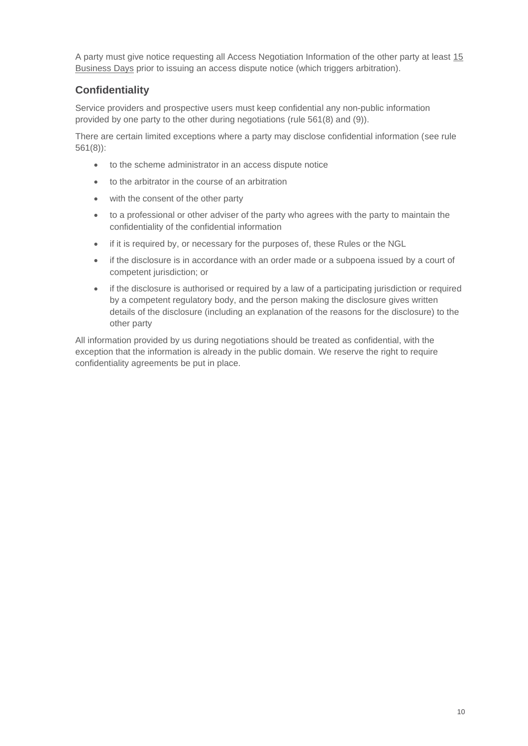A party must give notice requesting all Access Negotiation Information of the other party at least 15 Business Days prior to issuing an access dispute notice (which triggers arbitration).

## Confidentiality

Service providers and prospective users must keep confidential any non-public information provided by one party to the other during negotiations (rule 561(8) and (9)).

There are certain limited exceptions where a party may disclose confidential information (see rule 561(8)):

- to the scheme administrator in an access dispute notice
- to the arbitrator in the course of an arbitration
- with the consent of the other party
- to a professional or other adviser of the party who agrees with the party to maintain the confidentiality of the confidential information
- if it is required by, or necessary for the purposes of, these Rules or the NGL
- if the disclosure is in accordance with an order made or a subpoena issued by a court of competent jurisdiction; or
- if the disclosure is authorised or required by a law of a participating jurisdiction or required by a competent regulatory body, and the person making the disclosure gives written details of the disclosure (including an explanation of the reasons for the disclosure) to the other party

All information provided by us during negotiations should be treated as confidential, with the exception that the information is already in the public domain. We reserve the right to require confidentiality agreements be put in place.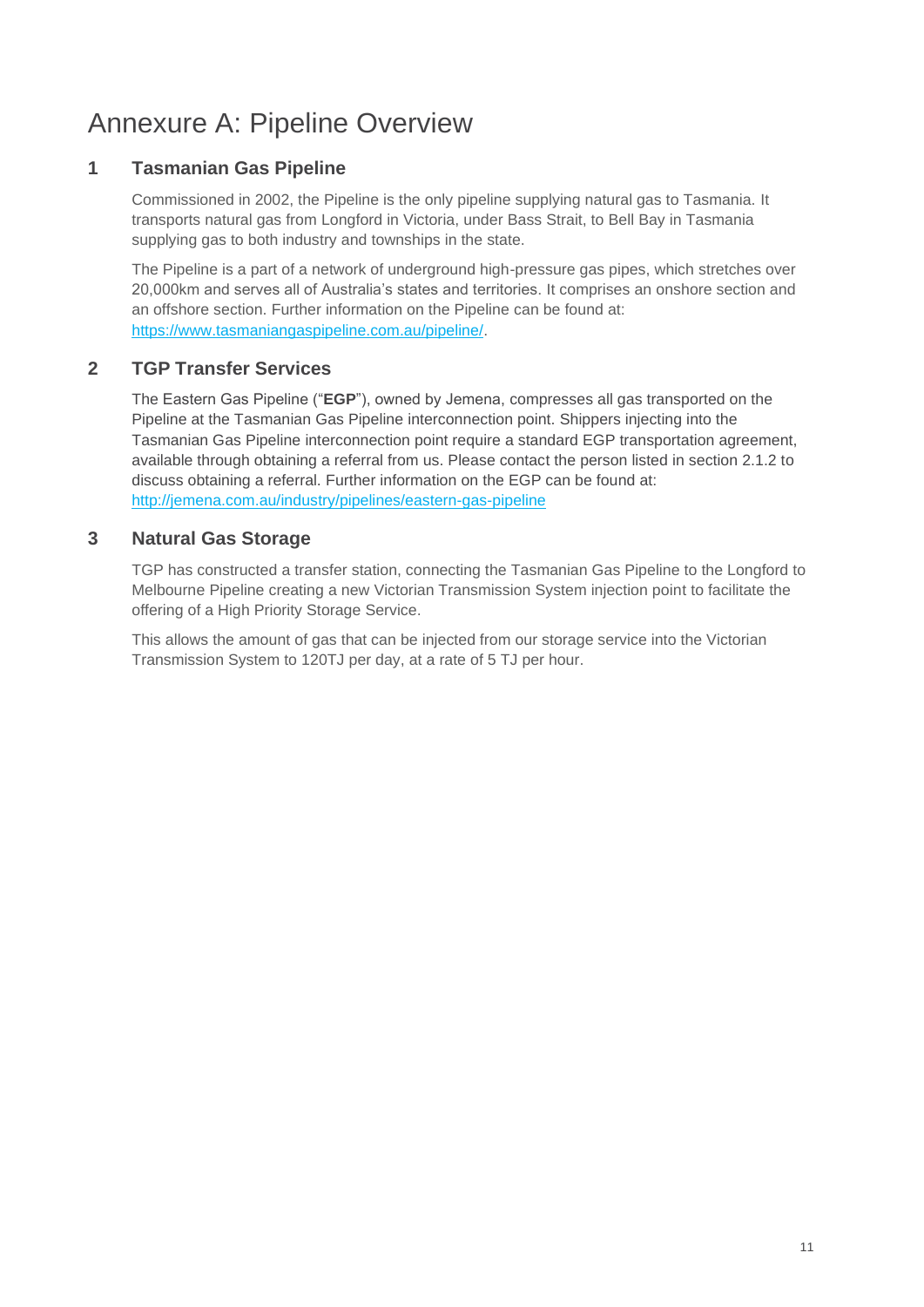# Annexure A: Pipeline Overview

## 1 Tasmanian Gas Pipeline

Commissioned in 2002, the Pipeline is the only pipeline supplying natural gas to Tasmania. It transports natural gas from Longford in Victoria, under Bass Strait, to Bell Bay in Tasmania supplying gas to both industry and townships in the state.

The Pipeline is a part of a network of underground high-pressure gas pipes, which stretches over 20,000km and serves all of Australia's states and territories. It comprises an onshore section and an offshore section. Further information on the Pipeline can be found at: [https://www.tasmaniangaspipeline.com.au/pipeline/](https://www.tasmaniangaspipeline.com.au/pipeline/).

## 2 TGP Transfer Services

The Eastern Gas Pipeline ("**EGP**"), owned by Jemena, compresses all gas transported on the Pipeline at the Tasmanian Gas Pipeline interconnection point. Shippers injecting into the Tasmanian Gas Pipeline interconnection point require a standard EGP transportation agreement, available through obtaining a referral from us. Please contact the person listed in section 2.1.2 to discuss obtaining a referral. Further information on the EGP can be found at: [http://jemena.com.au/industry/pipelines/eastern-gas-pipeline](http://jemena.com.au/industry/pipelines/eastern-gas-pipeline)

## 3 Natural Gas Storage

TGP has constructed a transfer station, connecting the Tasmanian Gas Pipeline to the Longford to Melbourne Pipeline creating a new Victorian Transmission System injection point to facilitate the offering of a High Priority Storage Service.

This allows the amount of gas that can be injected from our storage service into the Victorian Transmission System to 120TJ per day, at a rate of 5 TJ per hour.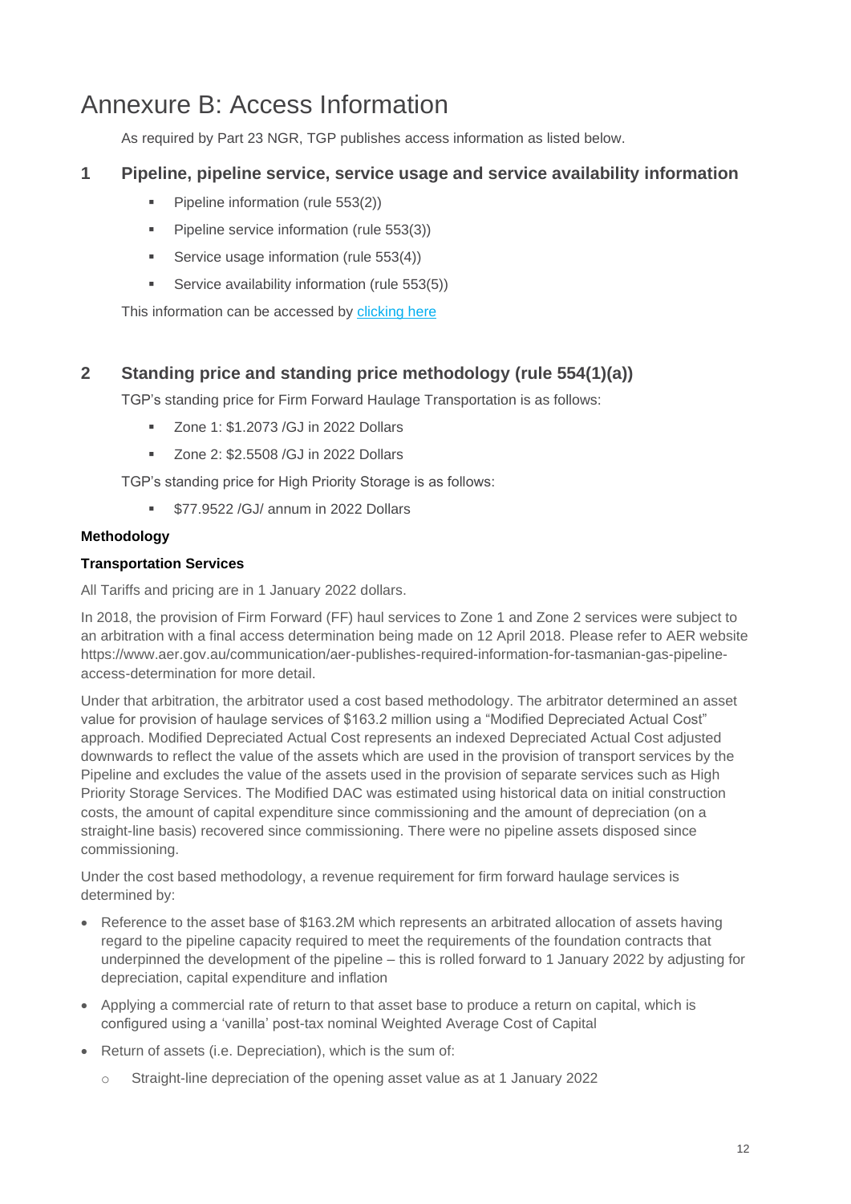# Annexure B: Access Information

As required by Part 23 NGR, TGP publishes access information as listed below.

## 1 Pipeline, pipeline service, service usage and service availability information

- Pipeline information (rule 553(2))
- Pipeline service information (rule 553(3))
- Service usage information (rule 553(4))
- Service availability information (rule 553(5))

This information can be accessed by clicking here

## 2 Standing price and standing price methodology (rule 554(1)(a))

TGP's standing price for Firm Forward Haulage Transportation is as follows:

- Zone 1: $1.2073 /GJ in 2022 Dollars
- Zone 2: $2.5508 /GJ in 2022 Dollars

TGP's standing price for High Priority Storage is as follows:

- $77.9522 /GJ/ annum in 2022 Dollars

**Methodology**

**Transportation Services**

All Tariffs and pricing are in 1 January 2022 dollars.

In 2018, the provision of Firm Forward (FF) haul services to Zone 1 and Zone 2 services were subject to an arbitration with a final access determination being made on 12 April 2018. Please refer to AER website https://www.aer.gov.au/communication/aer-publishes-required-information-for-tasmanian-gas-pipeline-access-determination for more detail.

Under that arbitration, the arbitrator used a cost based methodology. The arbitrator determined an asset value for provision of haulage services of $163.2 million using a "Modified Depreciated Actual Cost" approach. Modified Depreciated Actual Cost represents an indexed Depreciated Actual Cost adjusted downwards to reflect the value of the assets which are used in the provision of transport services by the Pipeline and excludes the value of the assets used in the provision of separate services such as High Priority Storage Services. The Modified DAC was estimated using historical data on initial construction costs, the amount of capital expenditure since commissioning and the amount of depreciation (on a straight-line basis) recovered since commissioning. There were no pipeline assets disposed since commissioning.

Under the cost based methodology, a revenue requirement for firm forward haulage services is determined by:

- Reference to the asset base of $163.2M which represents an arbitrated allocation of assets having regard to the pipeline capacity required to meet the requirements of the foundation contracts that underpinned the development of the pipeline – this is rolled forward to 1 January 2022 by adjusting for depreciation, capital expenditure and inflation
- Applying a commercial rate of return to that asset base to produce a return on capital, which is configured using a 'vanilla' post-tax nominal Weighted Average Cost of Capital
- Return of assets (i.e. Depreciation), which is the sum of:
  - Straight-line depreciation of the opening asset value as at 1 January 2022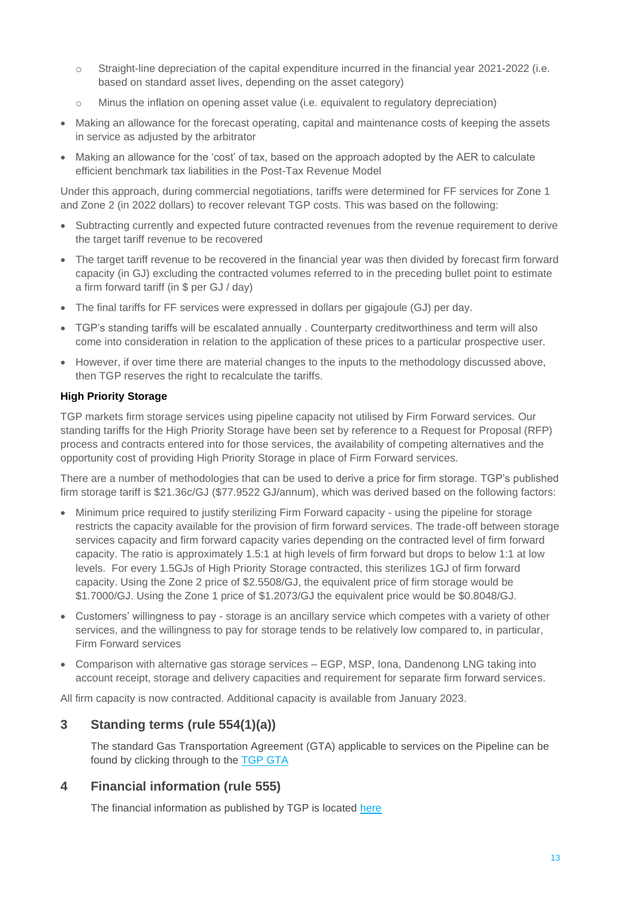- Straight-line depreciation of the capital expenditure incurred in the financial year 2021-2022 (i.e. based on standard asset lives, depending on the asset category)
  - Minus the inflation on opening asset value (i.e. equivalent to regulatory depreciation)
- Making an allowance for the forecast operating, capital and maintenance costs of keeping the assets in service as adjusted by the arbitrator
- Making an allowance for the 'cost' of tax, based on the approach adopted by the AER to calculate efficient benchmark tax liabilities in the Post-Tax Revenue Model

Under this approach, during commercial negotiations, tariffs were determined for FF services for Zone 1 and Zone 2 (in 2022 dollars) to recover relevant TGP costs. This was based on the following:

- Subtracting currently and expected future contracted revenues from the revenue requirement to derive the target tariff revenue to be recovered
- The target tariff revenue to be recovered in the financial year was then divided by forecast firm forward capacity (in GJ) excluding the contracted volumes referred to in the preceding bullet point to estimate a firm forward tariff (in $ per GJ / day)
- The final tariffs for FF services were expressed in dollars per gigajoule (GJ) per day.
- TGP's standing tariffs will be escalated annually . Counterparty creditworthiness and term will also come into consideration in relation to the application of these prices to a particular prospective user.
- However, if over time there are material changes to the inputs to the methodology discussed above, then TGP reserves the right to recalculate the tariffs.

**High Priority Storage**

TGP markets firm storage services using pipeline capacity not utilised by Firm Forward services. Our standing tariffs for the High Priority Storage have been set by reference to a Request for Proposal (RFP) process and contracts entered into for those services, the availability of competing alternatives and the opportunity cost of providing High Priority Storage in place of Firm Forward services.

There are a number of methodologies that can be used to derive a price for firm storage. TGP's published firm storage tariff is $21.36c/GJ ($77.9522 GJ/annum), which was derived based on the following factors:

- Minimum price required to justify sterilizing Firm Forward capacity - using the pipeline for storage restricts the capacity available for the provision of firm forward services. The trade-off between storage services capacity and firm forward capacity varies depending on the contracted level of firm forward capacity. The ratio is approximately 1.5:1 at high levels of firm forward but drops to below 1:1 at low levels. For every 1.5GJs of High Priority Storage contracted, this sterilizes 1GJ of firm forward capacity. Using the Zone 2 price of $2.5508/GJ, the equivalent price of firm storage would be $1.7000/GJ. Using the Zone 1 price of $1.2073/GJ the equivalent price would be $0.8048/GJ.
- Customers' willingness to pay - storage is an ancillary service which competes with a variety of other services, and the willingness to pay for storage tends to be relatively low compared to, in particular, Firm Forward services
- Comparison with alternative gas storage services – EGP, MSP, Iona, Dandenong LNG taking into account receipt, storage and delivery capacities and requirement for separate firm forward services.

All firm capacity is now contracted. Additional capacity is available from January 2023.

## 3 Standing terms (rule 554(1)(a))

The standard Gas Transportation Agreement (GTA) applicable to services on the Pipeline can be found by clicking through to the TGP GTA

## 4 Financial information (rule 555)

The financial information as published by TGP is located here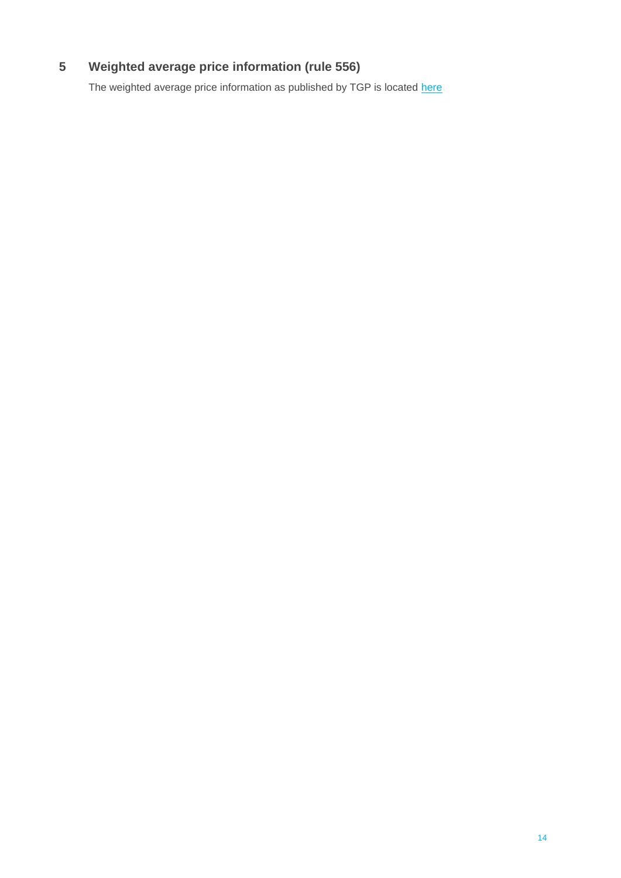## 5 Weighted average price information (rule 556)

The weighted average price information as published by TGP is located here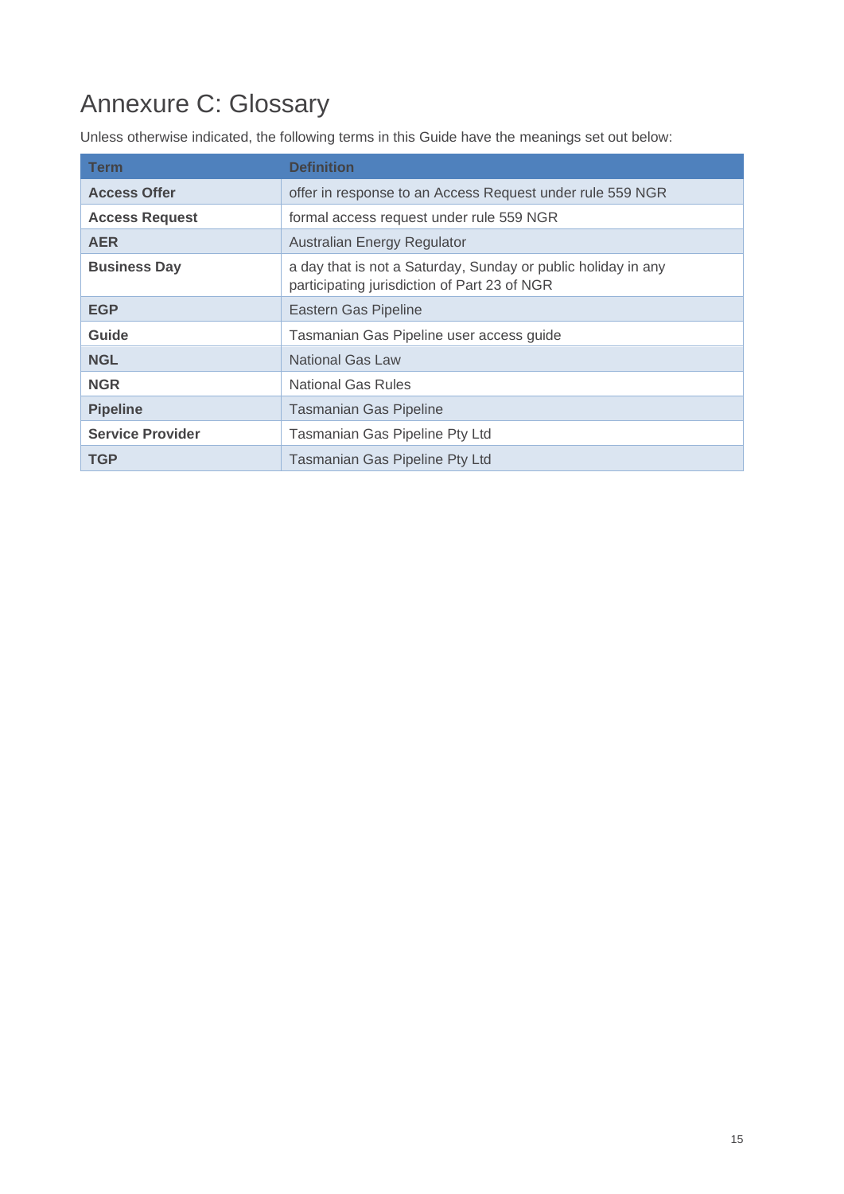# Annexure C: Glossary

Unless otherwise indicated, the following terms in this Guide have the meanings set out below:

| Term | Definition |
|---|---|
| **Access Offer** | offer in response to an Access Request under rule 559 NGR |
| **Access Request** | formal access request under rule 559 NGR |
| **AER** | Australian Energy Regulator |
| **Business Day** | a day that is not a Saturday, Sunday or public holiday in any participating jurisdiction of Part 23 of NGR |
| **EGP** | Eastern Gas Pipeline |
| **Guide** | Tasmanian Gas Pipeline user access guide |
| **NGL** | National Gas Law |
| **NGR** | National Gas Rules |
| **Pipeline** | Tasmanian Gas Pipeline |
| **Service Provider** | Tasmanian Gas Pipeline Pty Ltd |
| **TGP** | Tasmanian Gas Pipeline Pty Ltd |